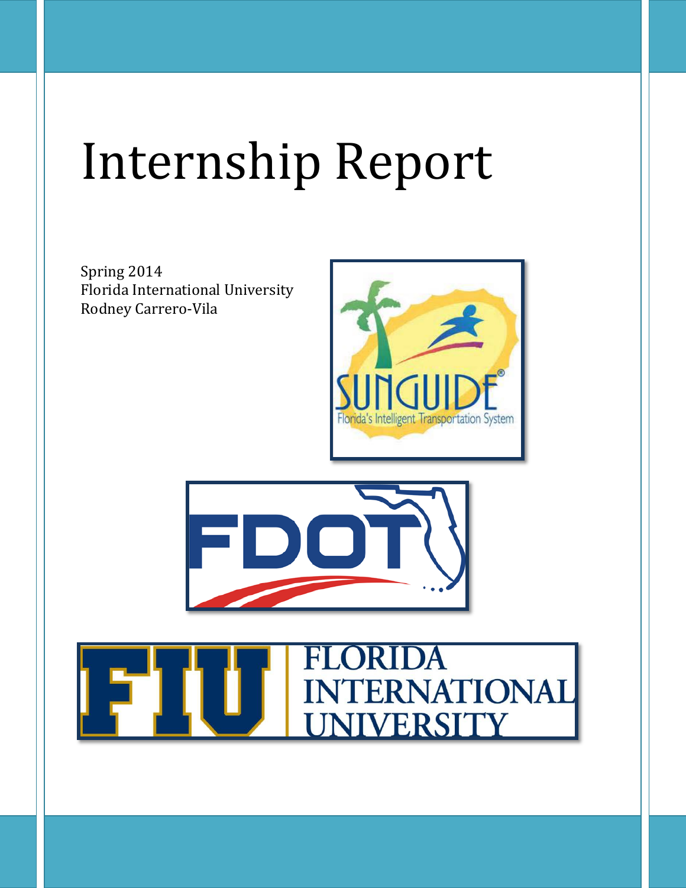# Internship Report

Spring 2014
Florida International University
Rodney Carrero-Vila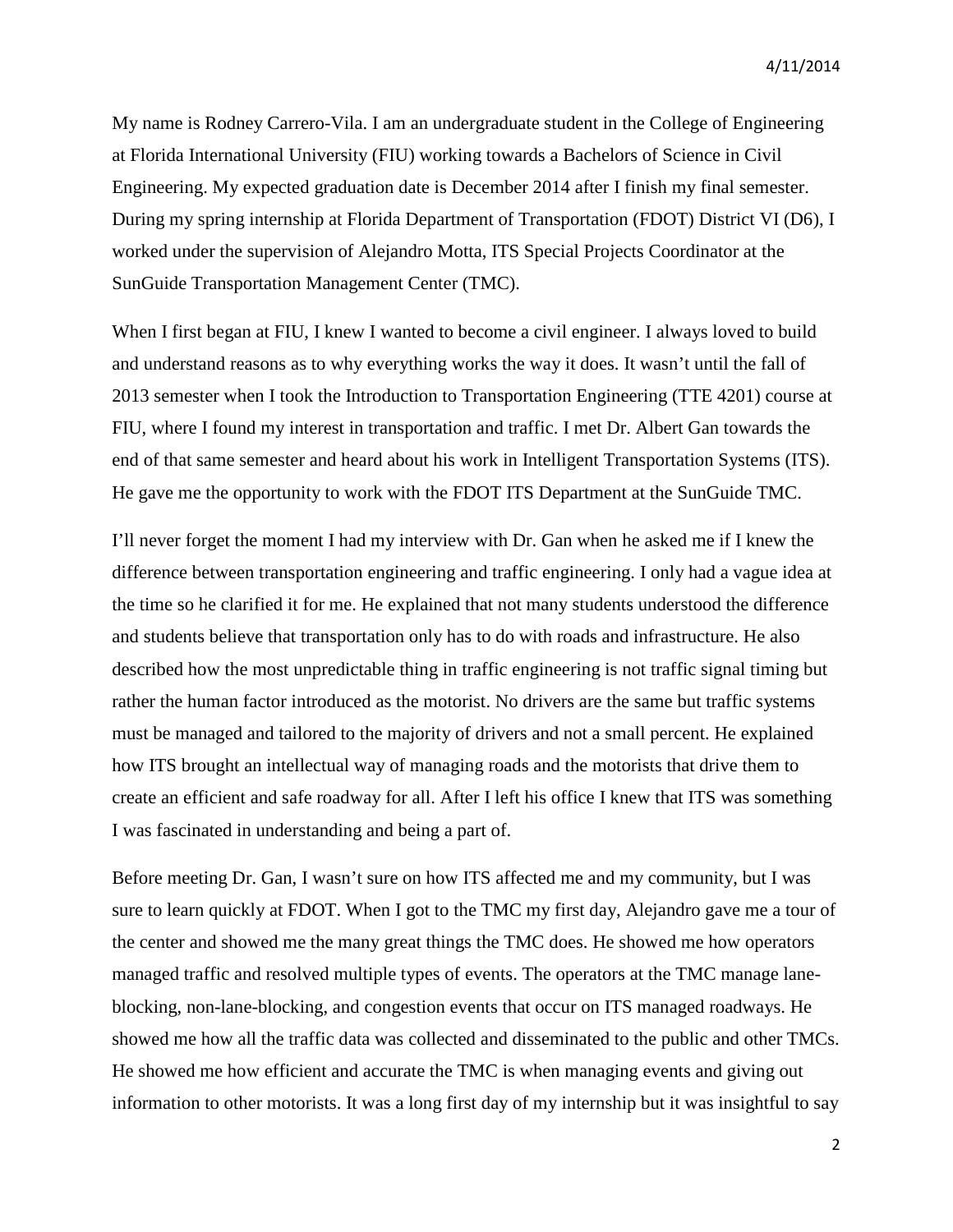My name is Rodney Carrero-Vila. I am an undergraduate student in the College of Engineering at Florida International University (FIU) working towards a Bachelors of Science in Civil Engineering. My expected graduation date is December 2014 after I finish my final semester. During my spring internship at Florida Department of Transportation (FDOT) District VI (D6), I worked under the supervision of Alejandro Motta, ITS Special Projects Coordinator at the SunGuide Transportation Management Center (TMC).

When I first began at FIU, I knew I wanted to become a civil engineer. I always loved to build and understand reasons as to why everything works the way it does. It wasn't until the fall of 2013 semester when I took the Introduction to Transportation Engineering (TTE 4201) course at FIU, where I found my interest in transportation and traffic. I met Dr. Albert Gan towards the end of that same semester and heard about his work in Intelligent Transportation Systems (ITS). He gave me the opportunity to work with the FDOT ITS Department at the SunGuide TMC.

I'll never forget the moment I had my interview with Dr. Gan when he asked me if I knew the difference between transportation engineering and traffic engineering. I only had a vague idea at the time so he clarified it for me. He explained that not many students understood the difference and students believe that transportation only has to do with roads and infrastructure. He also described how the most unpredictable thing in traffic engineering is not traffic signal timing but rather the human factor introduced as the motorist. No drivers are the same but traffic systems must be managed and tailored to the majority of drivers and not a small percent. He explained how ITS brought an intellectual way of managing roads and the motorists that drive them to create an efficient and safe roadway for all. After I left his office I knew that ITS was something I was fascinated in understanding and being a part of.

Before meeting Dr. Gan, I wasn't sure on how ITS affected me and my community, but I was sure to learn quickly at FDOT. When I got to the TMC my first day, Alejandro gave me a tour of the center and showed me the many great things the TMC does. He showed me how operators managed traffic and resolved multiple types of events. The operators at the TMC manage lane-blocking, non-lane-blocking, and congestion events that occur on ITS managed roadways. He showed me how all the traffic data was collected and disseminated to the public and other TMCs. He showed me how efficient and accurate the TMC is when managing events and giving out information to other motorists. It was a long first day of my internship but it was insightful to say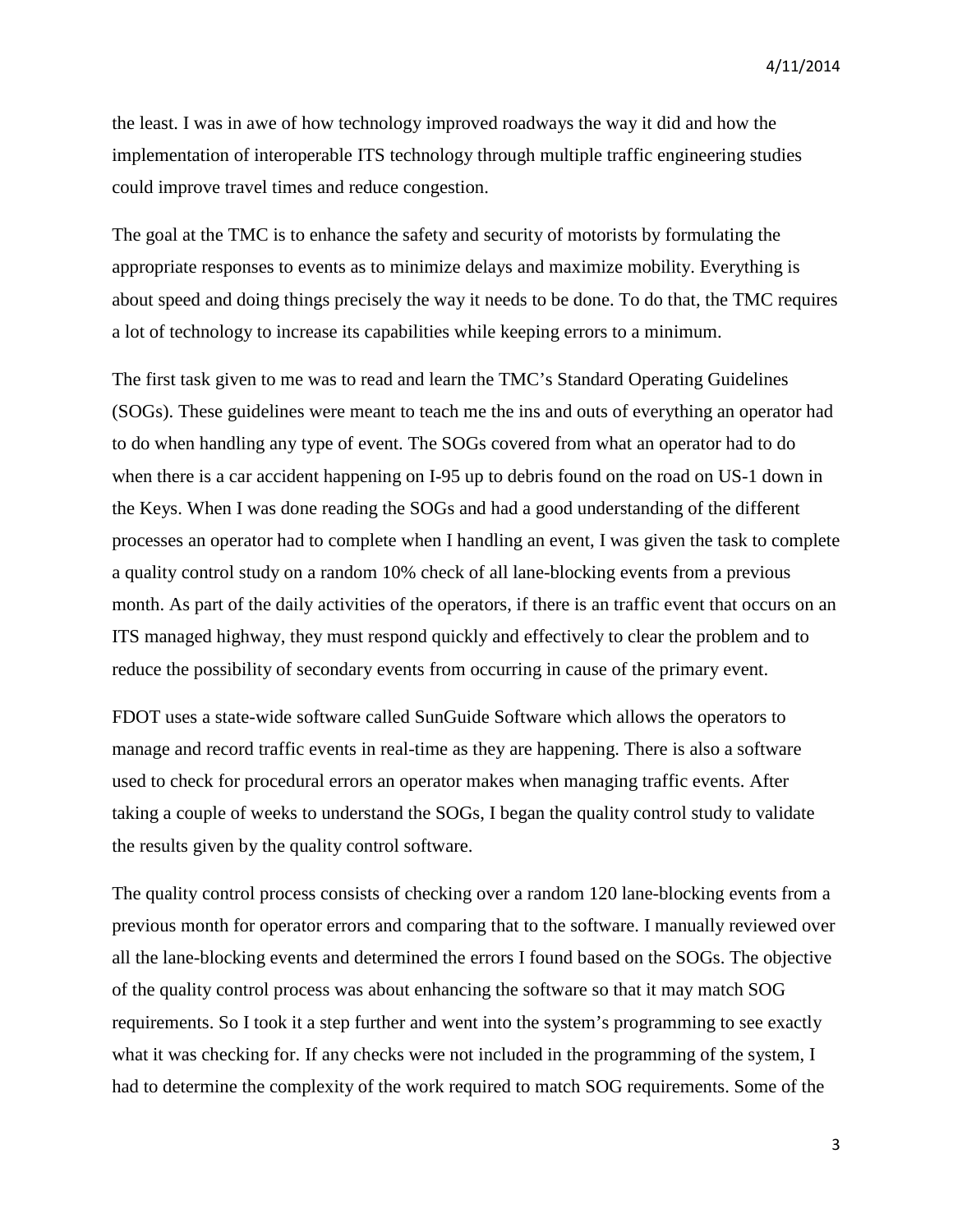the least. I was in awe of how technology improved roadways the way it did and how the implementation of interoperable ITS technology through multiple traffic engineering studies could improve travel times and reduce congestion.

The goal at the TMC is to enhance the safety and security of motorists by formulating the appropriate responses to events as to minimize delays and maximize mobility. Everything is about speed and doing things precisely the way it needs to be done. To do that, the TMC requires a lot of technology to increase its capabilities while keeping errors to a minimum.

The first task given to me was to read and learn the TMC's Standard Operating Guidelines (SOGs). These guidelines were meant to teach me the ins and outs of everything an operator had to do when handling any type of event. The SOGs covered from what an operator had to do when there is a car accident happening on I-95 up to debris found on the road on US-1 down in the Keys. When I was done reading the SOGs and had a good understanding of the different processes an operator had to complete when I handling an event, I was given the task to complete a quality control study on a random 10% check of all lane-blocking events from a previous month. As part of the daily activities of the operators, if there is an traffic event that occurs on an ITS managed highway, they must respond quickly and effectively to clear the problem and to reduce the possibility of secondary events from occurring in cause of the primary event.

FDOT uses a state-wide software called SunGuide Software which allows the operators to manage and record traffic events in real-time as they are happening. There is also a software used to check for procedural errors an operator makes when managing traffic events. After taking a couple of weeks to understand the SOGs, I began the quality control study to validate the results given by the quality control software.

The quality control process consists of checking over a random 120 lane-blocking events from a previous month for operator errors and comparing that to the software. I manually reviewed over all the lane-blocking events and determined the errors I found based on the SOGs. The objective of the quality control process was about enhancing the software so that it may match SOG requirements. So I took it a step further and went into the system's programming to see exactly what it was checking for. If any checks were not included in the programming of the system, I had to determine the complexity of the work required to match SOG requirements. Some of the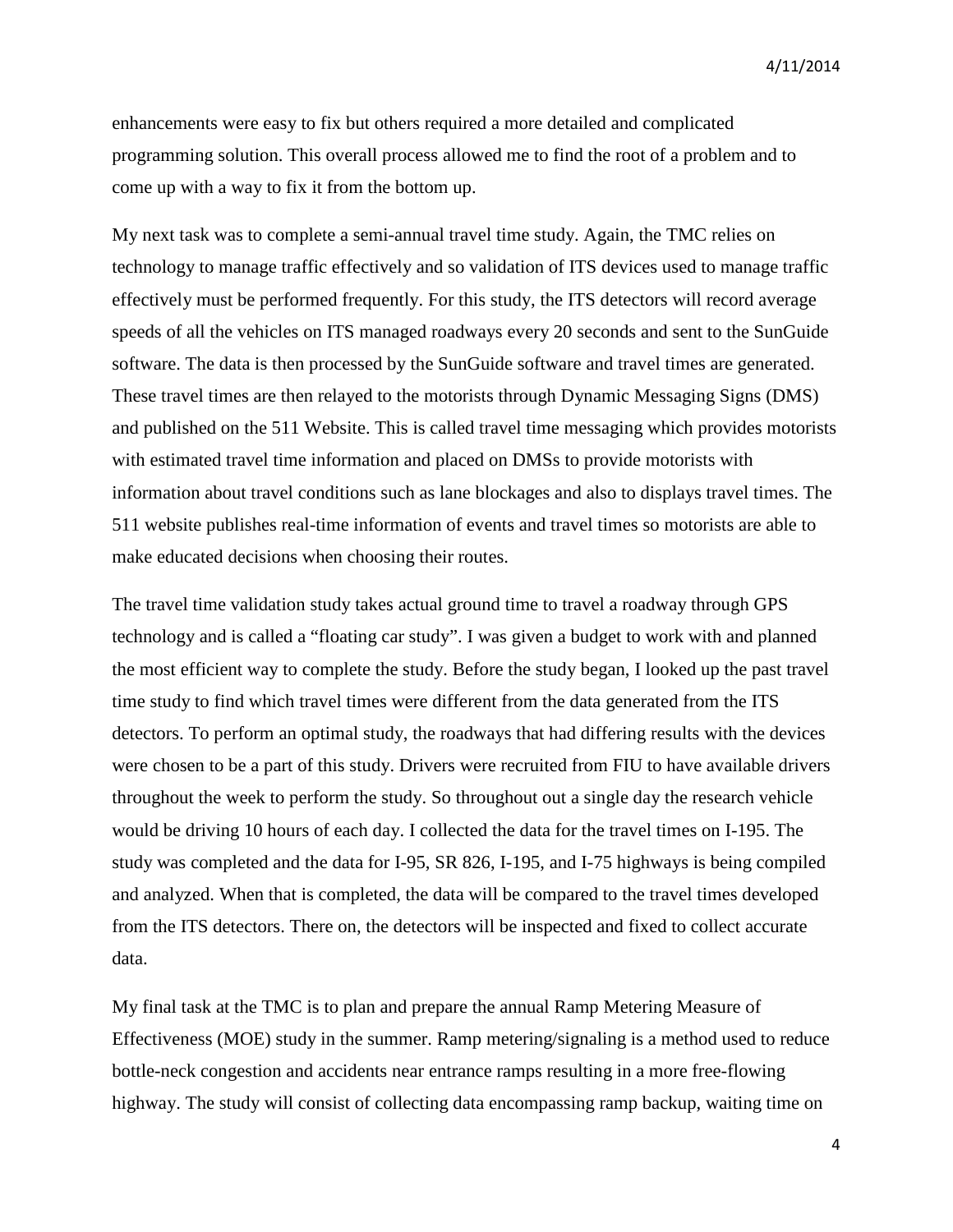enhancements were easy to fix but others required a more detailed and complicated programming solution. This overall process allowed me to find the root of a problem and to come up with a way to fix it from the bottom up.

My next task was to complete a semi-annual travel time study. Again, the TMC relies on technology to manage traffic effectively and so validation of ITS devices used to manage traffic effectively must be performed frequently. For this study, the ITS detectors will record average speeds of all the vehicles on ITS managed roadways every 20 seconds and sent to the SunGuide software. The data is then processed by the SunGuide software and travel times are generated. These travel times are then relayed to the motorists through Dynamic Messaging Signs (DMS) and published on the 511 Website. This is called travel time messaging which provides motorists with estimated travel time information and placed on DMSs to provide motorists with information about travel conditions such as lane blockages and also to displays travel times. The 511 website publishes real-time information of events and travel times so motorists are able to make educated decisions when choosing their routes.

The travel time validation study takes actual ground time to travel a roadway through GPS technology and is called a "floating car study". I was given a budget to work with and planned the most efficient way to complete the study. Before the study began, I looked up the past travel time study to find which travel times were different from the data generated from the ITS detectors. To perform an optimal study, the roadways that had differing results with the devices were chosen to be a part of this study. Drivers were recruited from FIU to have available drivers throughout the week to perform the study. So throughout out a single day the research vehicle would be driving 10 hours of each day. I collected the data for the travel times on I-195. The study was completed and the data for I-95, SR 826, I-195, and I-75 highways is being compiled and analyzed. When that is completed, the data will be compared to the travel times developed from the ITS detectors. There on, the detectors will be inspected and fixed to collect accurate data.

My final task at the TMC is to plan and prepare the annual Ramp Metering Measure of Effectiveness (MOE) study in the summer. Ramp metering/signaling is a method used to reduce bottle-neck congestion and accidents near entrance ramps resulting in a more free-flowing highway. The study will consist of collecting data encompassing ramp backup, waiting time on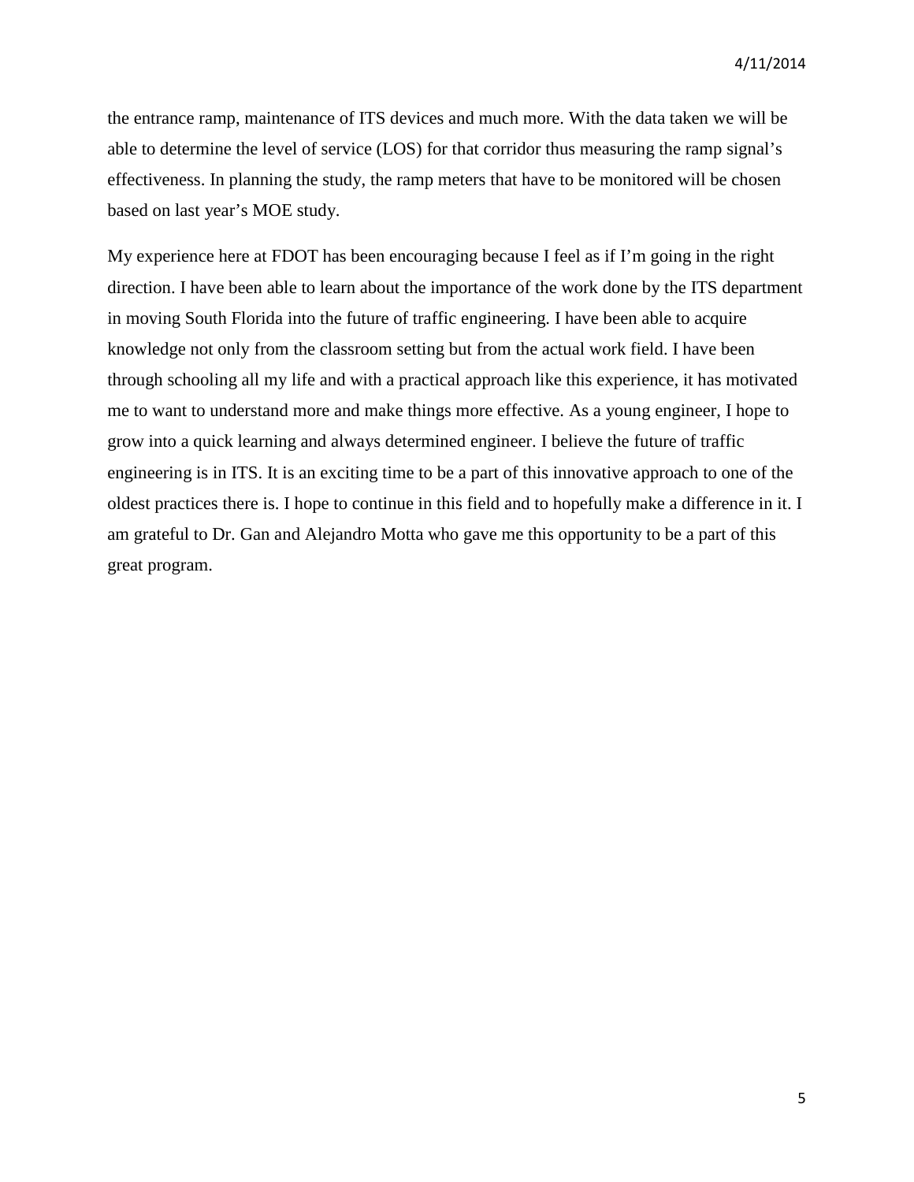the entrance ramp, maintenance of ITS devices and much more. With the data taken we will be able to determine the level of service (LOS) for that corridor thus measuring the ramp signal's effectiveness. In planning the study, the ramp meters that have to be monitored will be chosen based on last year's MOE study.

My experience here at FDOT has been encouraging because I feel as if I'm going in the right direction. I have been able to learn about the importance of the work done by the ITS department in moving South Florida into the future of traffic engineering. I have been able to acquire knowledge not only from the classroom setting but from the actual work field. I have been through schooling all my life and with a practical approach like this experience, it has motivated me to want to understand more and make things more effective. As a young engineer, I hope to grow into a quick learning and always determined engineer. I believe the future of traffic engineering is in ITS. It is an exciting time to be a part of this innovative approach to one of the oldest practices there is. I hope to continue in this field and to hopefully make a difference in it. I am grateful to Dr. Gan and Alejandro Motta who gave me this opportunity to be a part of this great program.